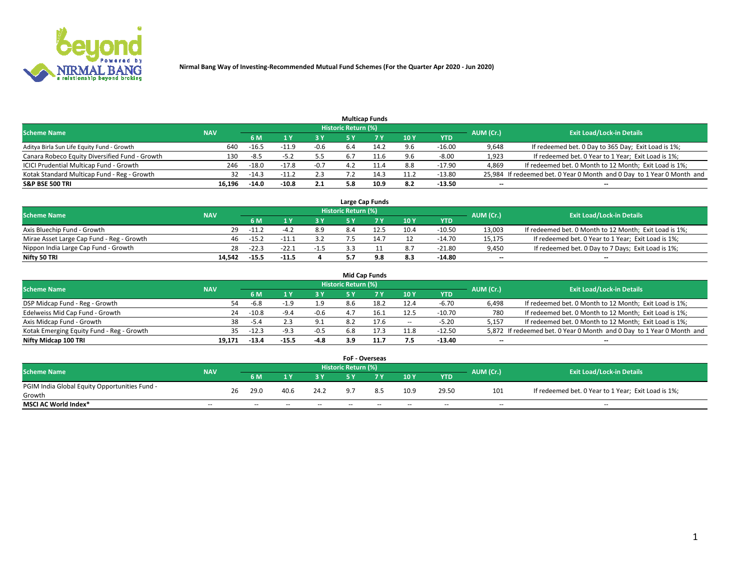# Nirmal Bang Way of Investing-Recommended Mutual Fund Schemes (For the Quarter Apr 2020 - Jun 2020)

## Multicap Funds

| Scheme Name | NAV | Historic Return (%) | | | | | | | AUM (Cr.) | Exit Load/Lock-in Details |
|---|---|---|---|---|---|---|---|---|---|---|
| | | 6 M | 1 Y | 3 Y | 5 Y | 7 Y | 10 Y | YTD | | |
| Aditya Birla Sun Life Equity Fund - Growth | 640 | -16.5 | -11.9 | -0.6 | 6.4 | 14.2 | 9.6 | -16.00 | 9,648 | If redeemed bet. 0 Day to 365 Day; Exit Load is 1%; |
| Canara Robeco Equity Diversified Fund - Growth | 130 | -8.5 | -5.2 | 5.5 | 6.7 | 11.6 | 9.6 | -8.00 | 1,923 | If redeemed bet. 0 Year to 1 Year; Exit Load is 1%; |
| ICICI Prudential Multicap Fund - Growth | 246 | -18.0 | -17.8 | -0.7 | 4.2 | 11.4 | 8.8 | -17.90 | 4,869 | If redeemed bet. 0 Month to 12 Month; Exit Load is 1%; |
| Kotak Standard Multicap Fund - Reg - Growth | 32 | -14.3 | -11.2 | 2.3 | 7.2 | 14.3 | 11.2 | -13.80 | 25,984 | If redeemed bet. 0 Year 0 Month and 0 Day to 1 Year 0 Month and |
| **S&P BSE 500 TRI** | **16,196** | **-14.0** | **-10.8** | **2.1** | **5.8** | **10.9** | **8.2** | **-13.50** | **--** | **--** |

## Large Cap Funds

| Scheme Name | NAV | Historic Return (%) | | | | | | | AUM (Cr.) | Exit Load/Lock-in Details |
|---|---|---|---|---|---|---|---|---|---|---|
| | | 6 M | 1 Y | 3 Y | 5 Y | 7 Y | 10 Y | YTD | | |
| Axis Bluechip Fund - Growth | 29 | -11.2 | -4.2 | 8.9 | 8.4 | 12.5 | 10.4 | -10.50 | 13,003 | If redeemed bet. 0 Month to 12 Month; Exit Load is 1%; |
| Mirae Asset Large Cap Fund - Reg - Growth | 46 | -15.2 | -11.1 | 3.2 | 7.5 | 14.7 | 12 | -14.70 | 15,175 | If redeemed bet. 0 Year to 1 Year; Exit Load is 1%; |
| Nippon India Large Cap Fund - Growth | 28 | -22.3 | -22.1 | -1.5 | 3.3 | 11 | 8.7 | -21.80 | 9,450 | If redeemed bet. 0 Day to 7 Days; Exit Load is 1%; |
| **Nifty 50 TRI** | **14,542** | **-15.5** | **-11.5** | **4** | **5.7** | **9.8** | **8.3** | **-14.80** | **--** | **--** |

## Mid Cap Funds

| Scheme Name | NAV | Historic Return (%) | | | | | | | AUM (Cr.) | Exit Load/Lock-in Details |
|---|---|---|---|---|---|---|---|---|---|---|
| | | 6 M | 1 Y | 3 Y | 5 Y | 7 Y | 10 Y | YTD | | |
| DSP Midcap Fund - Reg - Growth | 54 | -6.8 | -1.9 | 1.9 | 8.6 | 18.2 | 12.4 | -6.70 | 6,498 | If redeemed bet. 0 Month to 12 Month; Exit Load is 1%; |
| Edelweiss Mid Cap Fund - Growth | 24 | -10.8 | -9.4 | -0.6 | 4.7 | 16.1 | 12.5 | -10.70 | 780 | If redeemed bet. 0 Month to 12 Month; Exit Load is 1%; |
| Axis Midcap Fund - Growth | 38 | -5.4 | 2.3 | 9.1 | 8.2 | 17.6 | -- | -5.20 | 5,157 | If redeemed bet. 0 Month to 12 Month; Exit Load is 1%; |
| Kotak Emerging Equity Fund - Reg - Growth | 35 | -12.3 | -9.3 | -0.5 | 6.8 | 17.3 | 11.8 | -12.50 | 5,872 | If redeemed bet. 0 Year 0 Month and 0 Day to 1 Year 0 Month and |
| **Nifty Midcap 100 TRI** | **19,171** | **-13.4** | **-15.5** | **-4.8** | **3.9** | **11.7** | **7.5** | **-13.40** | **--** | **--** |

## FoF - Overseas

| Scheme Name | NAV | Historic Return (%) | | | | | | | AUM (Cr.) | Exit Load/Lock-in Details |
|---|---|---|---|---|---|---|---|---|---|---|
| | | 6 M | 1 Y | 3 Y | 5 Y | 7 Y | 10 Y | YTD | | |
| PGIM India Global Equity Opportunities Fund - Growth | 26 | 29.0 | 40.6 | 24.2 | 9.7 | 8.5 | 10.9 | 29.50 | 101 | If redeemed bet. 0 Year to 1 Year; Exit Load is 1%; |
| **MSCI AC World Index*** | -- | -- | -- | -- | -- | -- | -- | -- | -- | -- |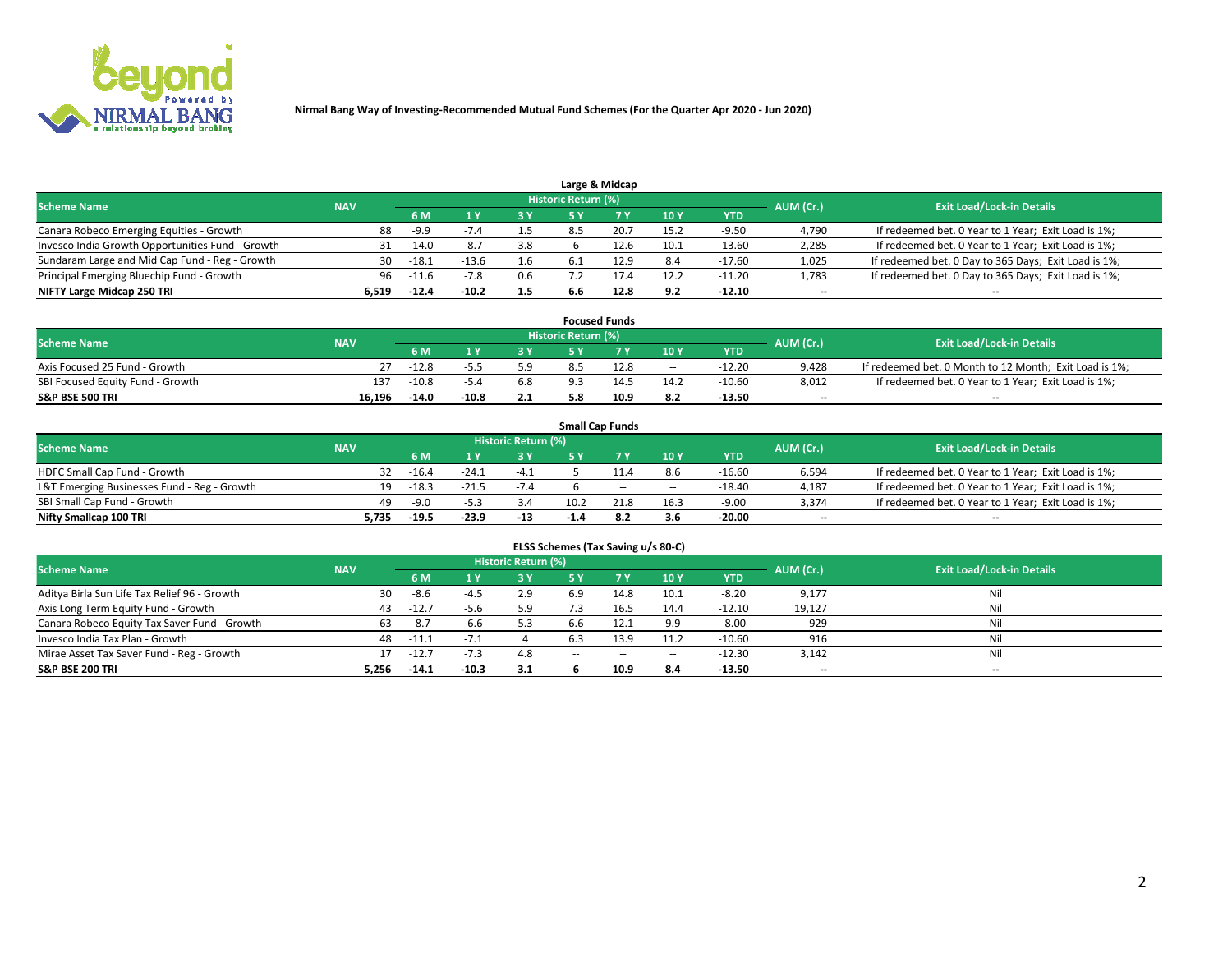**Nirmal Bang Way of Investing-Recommended Mutual Fund Schemes (For the Quarter Apr 2020 - Jun 2020)**

### Large & Midcap

| Scheme Name | NAV | Historic Return (%) | | | | | | | AUM (Cr.) | Exit Load/Lock-in Details |
|---|---|---|---|---|---|---|---|---|---|---|
| | | 6 M | 1 Y | 3 Y | 5 Y | 7 Y | 10 Y | YTD | | |
| Canara Robeco Emerging Equities - Growth | 88 | -9.9 | -7.4 | 1.5 | 8.5 | 20.7 | 15.2 | -9.50 | 4,790 | If redeemed bet. 0 Year to 1 Year; Exit Load is 1%; |
| Invesco India Growth Opportunities Fund - Growth | 31 | -14.0 | -8.7 | 3.8 | 6 | 12.6 | 10.1 | -13.60 | 2,285 | If redeemed bet. 0 Year to 1 Year; Exit Load is 1%; |
| Sundaram Large and Mid Cap Fund - Reg - Growth | 30 | -18.1 | -13.6 | 1.6 | 6.1 | 12.9 | 8.4 | -17.60 | 1,025 | If redeemed bet. 0 Day to 365 Days; Exit Load is 1%; |
| Principal Emerging Bluechip Fund - Growth | 96 | -11.6 | -7.8 | 0.6 | 7.2 | 17.4 | 12.2 | -11.20 | 1,783 | If redeemed bet. 0 Day to 365 Days; Exit Load is 1%; |
| **NIFTY Large Midcap 250 TRI** | **6,519** | **-12.4** | **-10.2** | **1.5** | **6.6** | **12.8** | **9.2** | **-12.10** | **--** | **--** |

### Focused Funds

| Scheme Name | NAV | Historic Return (%) | | | | | | | AUM (Cr.) | Exit Load/Lock-in Details |
|---|---|---|---|---|---|---|---|---|---|---|
| | | 6 M | 1 Y | 3 Y | 5 Y | 7 Y | 10 Y | YTD | | |
| Axis Focused 25 Fund - Growth | 27 | -12.8 | -5.5 | 5.9 | 8.5 | 12.8 | -- | -12.20 | 9,428 | If redeemed bet. 0 Month to 12 Month; Exit Load is 1%; |
| SBI Focused Equity Fund - Growth | 137 | -10.8 | -5.4 | 6.8 | 9.3 | 14.5 | 14.2 | -10.60 | 8,012 | If redeemed bet. 0 Year to 1 Year; Exit Load is 1%; |
| **S&P BSE 500 TRI** | **16,196** | **-14.0** | **-10.8** | **2.1** | **5.8** | **10.9** | **8.2** | **-13.50** | **--** | **--** |

### Small Cap Funds

| Scheme Name | NAV | Historic Return (%) | | | | | | | AUM (Cr.) | Exit Load/Lock-in Details |
|---|---|---|---|---|---|---|---|---|---|---|
| | | 6 M | 1 Y | 3 Y | 5 Y | 7 Y | 10 Y | YTD | | |
| HDFC Small Cap Fund - Growth | 32 | -16.4 | -24.1 | -4.1 | 5 | 11.4 | 8.6 | -16.60 | 6,594 | If redeemed bet. 0 Year to 1 Year; Exit Load is 1%; |
| L&T Emerging Businesses Fund - Reg - Growth | 19 | -18.3 | -21.5 | -7.4 | 6 | -- | -- | -18.40 | 4,187 | If redeemed bet. 0 Year to 1 Year; Exit Load is 1%; |
| SBI Small Cap Fund - Growth | 49 | -9.0 | -5.3 | 3.4 | 10.2 | 21.8 | 16.3 | -9.00 | 3,374 | If redeemed bet. 0 Year to 1 Year; Exit Load is 1%; |
| **Nifty Smallcap 100 TRI** | **5,735** | **-19.5** | **-23.9** | **-13** | **-1.4** | **8.2** | **3.6** | **-20.00** | **--** | **--** |

### ELSS Schemes (Tax Saving u/s 80-C)

| Scheme Name | NAV | Historic Return (%) | | | | | | | AUM (Cr.) | Exit Load/Lock-in Details |
|---|---|---|---|---|---|---|---|---|---|---|
| | | 6 M | 1 Y | 3 Y | 5 Y | 7 Y | 10 Y | YTD | | |
| Aditya Birla Sun Life Tax Relief 96 - Growth | 30 | -8.6 | -4.5 | 2.9 | 6.9 | 14.8 | 10.1 | -8.20 | 9,177 | Nil |
| Axis Long Term Equity Fund - Growth | 43 | -12.7 | -5.6 | 5.9 | 7.3 | 16.5 | 14.4 | -12.10 | 19,127 | Nil |
| Canara Robeco Equity Tax Saver Fund - Growth | 63 | -8.7 | -6.6 | 5.3 | 6.6 | 12.1 | 9.9 | -8.00 | 929 | Nil |
| Invesco India Tax Plan - Growth | 48 | -11.1 | -7.1 | 4 | 6.3 | 13.9 | 11.2 | -10.60 | 916 | Nil |
| Mirae Asset Tax Saver Fund - Reg - Growth | 17 | -12.7 | -7.3 | 4.8 | -- | -- | -- | -12.30 | 3,142 | Nil |
| **S&P BSE 200 TRI** | **5,256** | **-14.1** | **-10.3** | **3.1** | **6** | **10.9** | **8.4** | **-13.50** | **--** | **--** |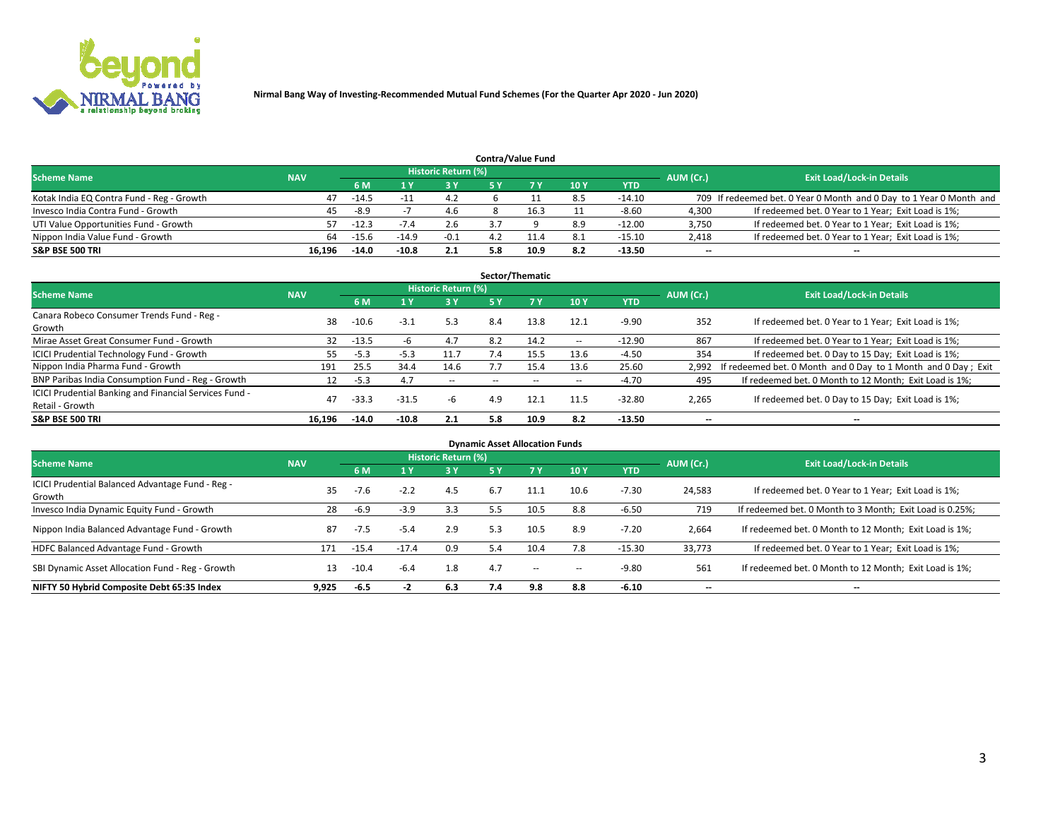Nirmal Bang Way of Investing-Recommended Mutual Fund Schemes (For the Quarter Apr 2020 - Jun 2020)

### Contra/Value Fund

| Scheme Name | NAV | Historic Return (%) | | | | | | | AUM (Cr.) | Exit Load/Lock-in Details |
|---|---|---|---|---|---|---|---|---|---|---|
| | | 6 M | 1 Y | 3 Y | 5 Y | 7 Y | 10 Y | YTD | | |
| Kotak India EQ Contra Fund - Reg - Growth | 47 | -14.5 | -11 | 4.2 | 6 | 11 | 8.5 | -14.10 | 709 | If redeemed bet. 0 Year 0 Month and 0 Day to 1 Year 0 Month and |
| Invesco India Contra Fund - Growth | 45 | -8.9 | -7 | 4.6 | 8 | 16.3 | 11 | -8.60 | 4,300 | If redeemed bet. 0 Year to 1 Year; Exit Load is 1%; |
| UTI Value Opportunities Fund - Growth | 57 | -12.3 | -7.4 | 2.6 | 3.7 | 9 | 8.9 | -12.00 | 3,750 | If redeemed bet. 0 Year to 1 Year; Exit Load is 1%; |
| Nippon India Value Fund - Growth | 64 | -15.6 | -14.9 | -0.1 | 4.2 | 11.4 | 8.1 | -15.10 | 2,418 | If redeemed bet. 0 Year to 1 Year; Exit Load is 1%; |
| **S&P BSE 500 TRI** | **16,196** | **-14.0** | **-10.8** | **2.1** | **5.8** | **10.9** | **8.2** | **-13.50** | **--** | **--** |

### Sector/Thematic

| Scheme Name | NAV | Historic Return (%) | | | | | | | AUM (Cr.) | Exit Load/Lock-in Details |
|---|---|---|---|---|---|---|---|---|---|---|
| | | 6 M | 1 Y | 3 Y | 5 Y | 7 Y | 10 Y | YTD | | |
| Canara Robeco Consumer Trends Fund - Reg - Growth | 38 | -10.6 | -3.1 | 5.3 | 8.4 | 13.8 | 12.1 | -9.90 | 352 | If redeemed bet. 0 Year to 1 Year; Exit Load is 1%; |
| Mirae Asset Great Consumer Fund - Growth | 32 | -13.5 | -6 | 4.7 | 8.2 | 14.2 | -- | -12.90 | 867 | If redeemed bet. 0 Year to 1 Year; Exit Load is 1%; |
| ICICI Prudential Technology Fund - Growth | 55 | -5.3 | -5.3 | 11.7 | 7.4 | 15.5 | 13.6 | -4.50 | 354 | If redeemed bet. 0 Day to 15 Day; Exit Load is 1%; |
| Nippon India Pharma Fund - Growth | 191 | 25.5 | 34.4 | 14.6 | 7.7 | 15.4 | 13.6 | 25.60 | 2,992 | If redeemed bet. 0 Month and 0 Day to 1 Month and 0 Day ; Exit |
| BNP Paribas India Consumption Fund - Reg - Growth | 12 | -5.3 | 4.7 | -- | -- | -- | -- | -4.70 | 495 | If redeemed bet. 0 Month to 12 Month; Exit Load is 1%; |
| ICICI Prudential Banking and Financial Services Fund - Retail - Growth | 47 | -33.3 | -31.5 | -6 | 4.9 | 12.1 | 11.5 | -32.80 | 2,265 | If redeemed bet. 0 Day to 15 Day; Exit Load is 1%; |
| **S&P BSE 500 TRI** | **16,196** | **-14.0** | **-10.8** | **2.1** | **5.8** | **10.9** | **8.2** | **-13.50** | **--** | **--** |

### Dynamic Asset Allocation Funds

| Scheme Name | NAV | Historic Return (%) | | | | | | | AUM (Cr.) | Exit Load/Lock-in Details |
|---|---|---|---|---|---|---|---|---|---|---|
| | | 6 M | 1 Y | 3 Y | 5 Y | 7 Y | 10 Y | YTD | | |
| ICICI Prudential Balanced Advantage Fund - Reg - Growth | 35 | -7.6 | -2.2 | 4.5 | 6.7 | 11.1 | 10.6 | -7.30 | 24,583 | If redeemed bet. 0 Year to 1 Year; Exit Load is 1%; |
| Invesco India Dynamic Equity Fund - Growth | 28 | -6.9 | -3.9 | 3.3 | 5.5 | 10.5 | 8.8 | -6.50 | 719 | If redeemed bet. 0 Month to 3 Month; Exit Load is 0.25%; |
| Nippon India Balanced Advantage Fund - Growth | 87 | -7.5 | -5.4 | 2.9 | 5.3 | 10.5 | 8.9 | -7.20 | 2,664 | If redeemed bet. 0 Month to 12 Month; Exit Load is 1%; |
| HDFC Balanced Advantage Fund - Growth | 171 | -15.4 | -17.4 | 0.9 | 5.4 | 10.4 | 7.8 | -15.30 | 33,773 | If redeemed bet. 0 Year to 1 Year; Exit Load is 1%; |
| SBI Dynamic Asset Allocation Fund - Reg - Growth | 13 | -10.4 | -6.4 | 1.8 | 4.7 | -- | -- | -9.80 | 561 | If redeemed bet. 0 Month to 12 Month; Exit Load is 1%; |
| **NIFTY 50 Hybrid Composite Debt 65:35 Index** | **9,925** | **-6.5** | **-2** | **6.3** | **7.4** | **9.8** | **8.8** | **-6.10** | **--** | **--** |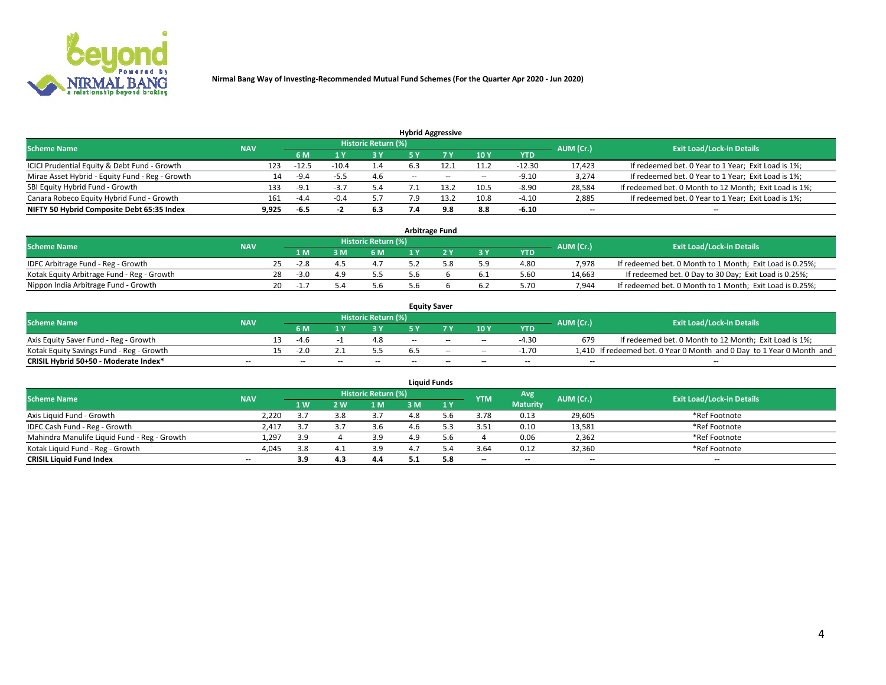Nirmal Bang Way of Investing-Recommended Mutual Fund Schemes (For the Quarter Apr 2020 - Jun 2020)

## Hybrid Aggressive

| Scheme Name | NAV | Historic Return (%) | | | | | | | AUM (Cr.) | Exit Load/Lock-in Details |
|---|---|---|---|---|---|---|---|---|---|---|
| | | 6 M | 1 Y | 3 Y | 5 Y | 7 Y | 10 Y | YTD | | |
| ICICI Prudential Equity & Debt Fund - Growth | 123 | -12.5 | -10.4 | 1.4 | 6.3 | 12.1 | 11.2 | -12.30 | 17,423 | If redeemed bet. 0 Year to 1 Year; Exit Load is 1%; |
| Mirae Asset Hybrid - Equity Fund - Reg - Growth | 14 | -9.4 | -5.5 | 4.6 | -- | -- | -- | -9.10 | 3,274 | If redeemed bet. 0 Year to 1 Year; Exit Load is 1%; |
| SBI Equity Hybrid Fund - Growth | 133 | -9.1 | -3.7 | 5.4 | 7.1 | 13.2 | 10.5 | -8.90 | 28,584 | If redeemed bet. 0 Month to 12 Month; Exit Load is 1%; |
| Canara Robeco Equity Hybrid Fund - Growth | 161 | -4.4 | -0.4 | 5.7 | 7.9 | 13.2 | 10.8 | -4.10 | 2,885 | If redeemed bet. 0 Year to 1 Year; Exit Load is 1%; |
| **NIFTY 50 Hybrid Composite Debt 65:35 Index** | **9,925** | **-6.5** | **-2** | **6.3** | **7.4** | **9.8** | **8.8** | **-6.10** | **--** | **--** |

## Arbitrage Fund

| Scheme Name | NAV | Historic Return (%) | | | | | | AUM (Cr.) | Exit Load/Lock-in Details |
|---|---|---|---|---|---|---|---|---|---|
| | | 1 M | 3 M | 6 M | 1 Y | 2 Y | 3 Y | YTD | | |
| IDFC Arbitrage Fund - Reg - Growth | 25 | -2.8 | 4.5 | 4.7 | 5.2 | 5.8 | 5.9 | 4.80 | 7,978 | If redeemed bet. 0 Month to 1 Month; Exit Load is 0.25%; |
| Kotak Equity Arbitrage Fund - Reg - Growth | 28 | -3.0 | 4.9 | 5.5 | 5.6 | 6 | 6.1 | 5.60 | 14,663 | If redeemed bet. 0 Day to 30 Day; Exit Load is 0.25%; |
| Nippon India Arbitrage Fund - Growth | 20 | -1.7 | 5.4 | 5.6 | 5.6 | 6 | 6.2 | 5.70 | 7,944 | If redeemed bet. 0 Month to 1 Month; Exit Load is 0.25%; |

## Equity Saver

| Scheme Name | NAV | Historic Return (%) | | | | | | | AUM (Cr.) | Exit Load/Lock-in Details |
|---|---|---|---|---|---|---|---|---|---|---|
| | | 6 M | 1 Y | 3 Y | 5 Y | 7 Y | 10 Y | YTD | | |
| Axis Equity Saver Fund - Reg - Growth | 13 | -4.6 | -1 | 4.8 | -- | -- | -- | -4.30 | 679 | If redeemed bet. 0 Month to 12 Month; Exit Load is 1%; |
| Kotak Equity Savings Fund - Reg - Growth | 15 | -2.0 | 2.1 | 5.5 | 6.5 | -- | -- | -1.70 | 1,410 | If redeemed bet. 0 Year 0 Month and 0 Day to 1 Year 0 Month and |
| **CRISIL Hybrid 50+50 - Moderate Index*** | **--** | **--** | **--** | **--** | **--** | **--** | **--** | **--** | **--** | **--** |

## Liquid Funds

| Scheme Name | NAV | Historic Return (%) | | | | | YTM | Avg Maturity | AUM (Cr.) | Exit Load/Lock-in Details |
|---|---|---|---|---|---|---|---|---|---|---|
| | | 1 W | 2 W | 1 M | 3 M | 1 Y | | | | |
| Axis Liquid Fund - Growth | 2,220 | 3.7 | 3.8 | 3.7 | 4.8 | 5.6 | 3.78 | 0.13 | 29,605 | *Ref Footnote |
| IDFC Cash Fund - Reg - Growth | 2,417 | 3.7 | 3.7 | 3.6 | 4.6 | 5.3 | 3.51 | 0.10 | 13,581 | *Ref Footnote |
| Mahindra Manulife Liquid Fund - Reg - Growth | 1,297 | 3.9 | 4 | 3.9 | 4.9 | 5.6 | 4 | 0.06 | 2,362 | *Ref Footnote |
| Kotak Liquid Fund - Reg - Growth | 4,045 | 3.8 | 4.1 | 3.9 | 4.7 | 5.4 | 3.64 | 0.12 | 32,360 | *Ref Footnote |
| **CRISIL Liquid Fund Index** | **--** | **3.9** | **4.3** | **4.4** | **5.1** | **5.8** | **--** | **--** | **--** | **--** |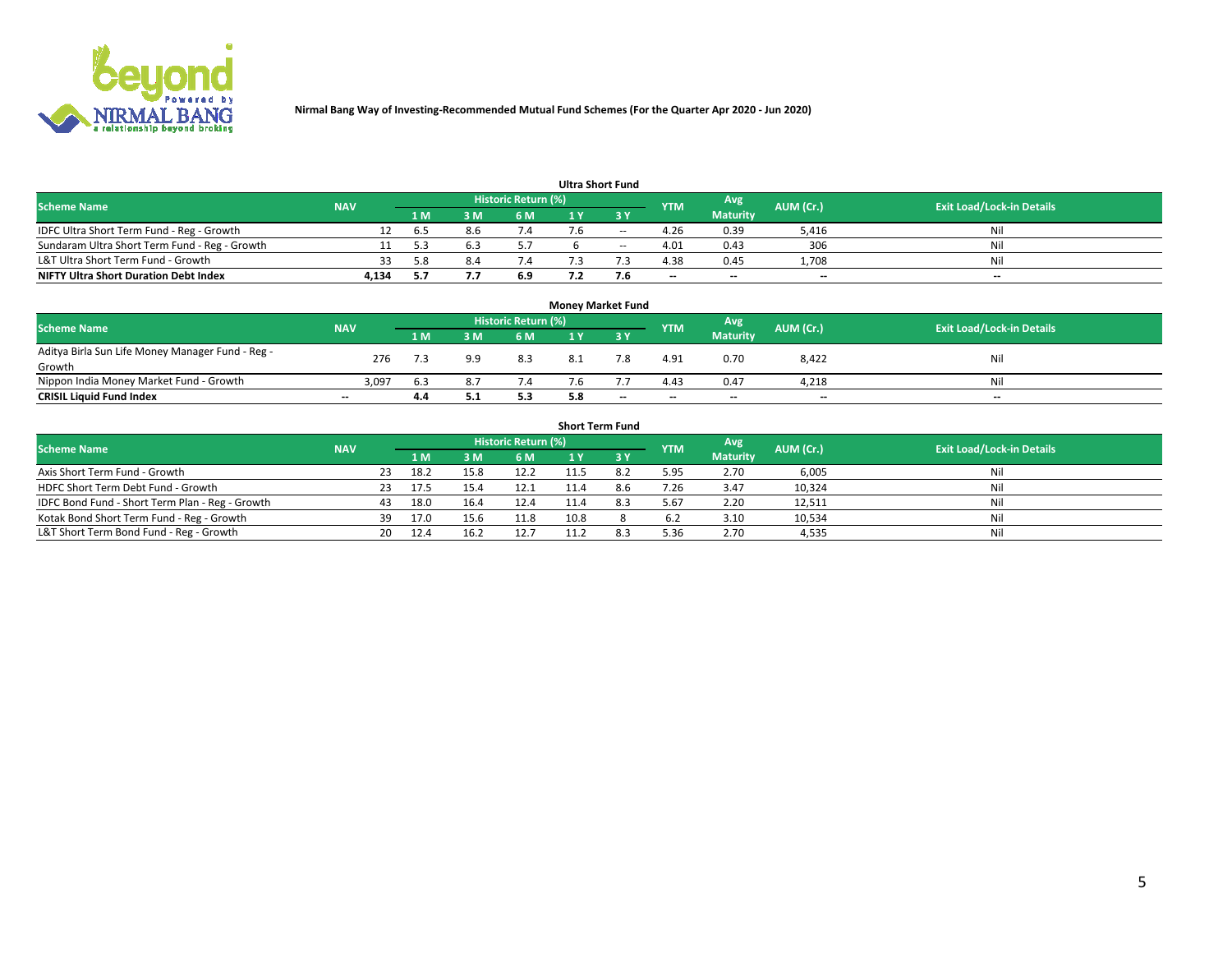Nirmal Bang Way of Investing-Recommended Mutual Fund Schemes (For the Quarter Apr 2020 - Jun 2020)

### Ultra Short Fund

| Scheme Name | NAV | Historic Return (%) | | | | | YTM | Avg Maturity | AUM (Cr.) | Exit Load/Lock-in Details |
|---|---|---|---|---|---|---|---|---|---|---|
| | | 1 M | 3 M | 6 M | 1 Y | 3 Y | | | | |
| IDFC Ultra Short Term Fund - Reg - Growth | 12 | 6.5 | 8.6 | 7.4 | 7.6 | -- | 4.26 | 0.39 | 5,416 | Nil |
| Sundaram Ultra Short Term Fund - Reg - Growth | 11 | 5.3 | 6.3 | 5.7 | 6 | -- | 4.01 | 0.43 | 306 | Nil |
| L&T Ultra Short Term Fund - Growth | 33 | 5.8 | 8.4 | 7.4 | 7.3 | 7.3 | 4.38 | 0.45 | 1,708 | Nil |
| **NIFTY Ultra Short Duration Debt Index** | **4,134** | **5.7** | **7.7** | **6.9** | **7.2** | **7.6** | -- | -- | -- | -- |

### Money Market Fund

| Scheme Name | NAV | Historic Return (%) | | | | | YTM | Avg Maturity | AUM (Cr.) | Exit Load/Lock-in Details |
|---|---|---|---|---|---|---|---|---|---|---|
| | | 1 M | 3 M | 6 M | 1 Y | 3 Y | | | | |
| Aditya Birla Sun Life Money Manager Fund - Reg - Growth | 276 | 7.3 | 9.9 | 8.3 | 8.1 | 7.8 | 4.91 | 0.70 | 8,422 | Nil |
| Nippon India Money Market Fund - Growth | 3,097 | 6.3 | 8.7 | 7.4 | 7.6 | 7.7 | 4.43 | 0.47 | 4,218 | Nil |
| **CRISIL Liquid Fund Index** | -- | **4.4** | **5.1** | **5.3** | **5.8** | -- | -- | -- | -- | -- |

### Short Term Fund

| Scheme Name | NAV | Historic Return (%) | | | | | YTM | Avg Maturity | AUM (Cr.) | Exit Load/Lock-in Details |
|---|---|---|---|---|---|---|---|---|---|---|
| | | 1 M | 3 M | 6 M | 1 Y | 3 Y | | | | |
| Axis Short Term Fund - Growth | 23 | 18.2 | 15.8 | 12.2 | 11.5 | 8.2 | 5.95 | 2.70 | 6,005 | Nil |
| HDFC Short Term Debt Fund - Growth | 23 | 17.5 | 15.4 | 12.1 | 11.4 | 8.6 | 7.26 | 3.47 | 10,324 | Nil |
| IDFC Bond Fund - Short Term Plan - Reg - Growth | 43 | 18.0 | 16.4 | 12.4 | 11.4 | 8.3 | 5.67 | 2.20 | 12,511 | Nil |
| Kotak Bond Short Term Fund - Reg - Growth | 39 | 17.0 | 15.6 | 11.8 | 10.8 | 8 | 6.2 | 3.10 | 10,534 | Nil |
| L&T Short Term Bond Fund - Reg - Growth | 20 | 12.4 | 16.2 | 12.7 | 11.2 | 8.3 | 5.36 | 2.70 | 4,535 | Nil |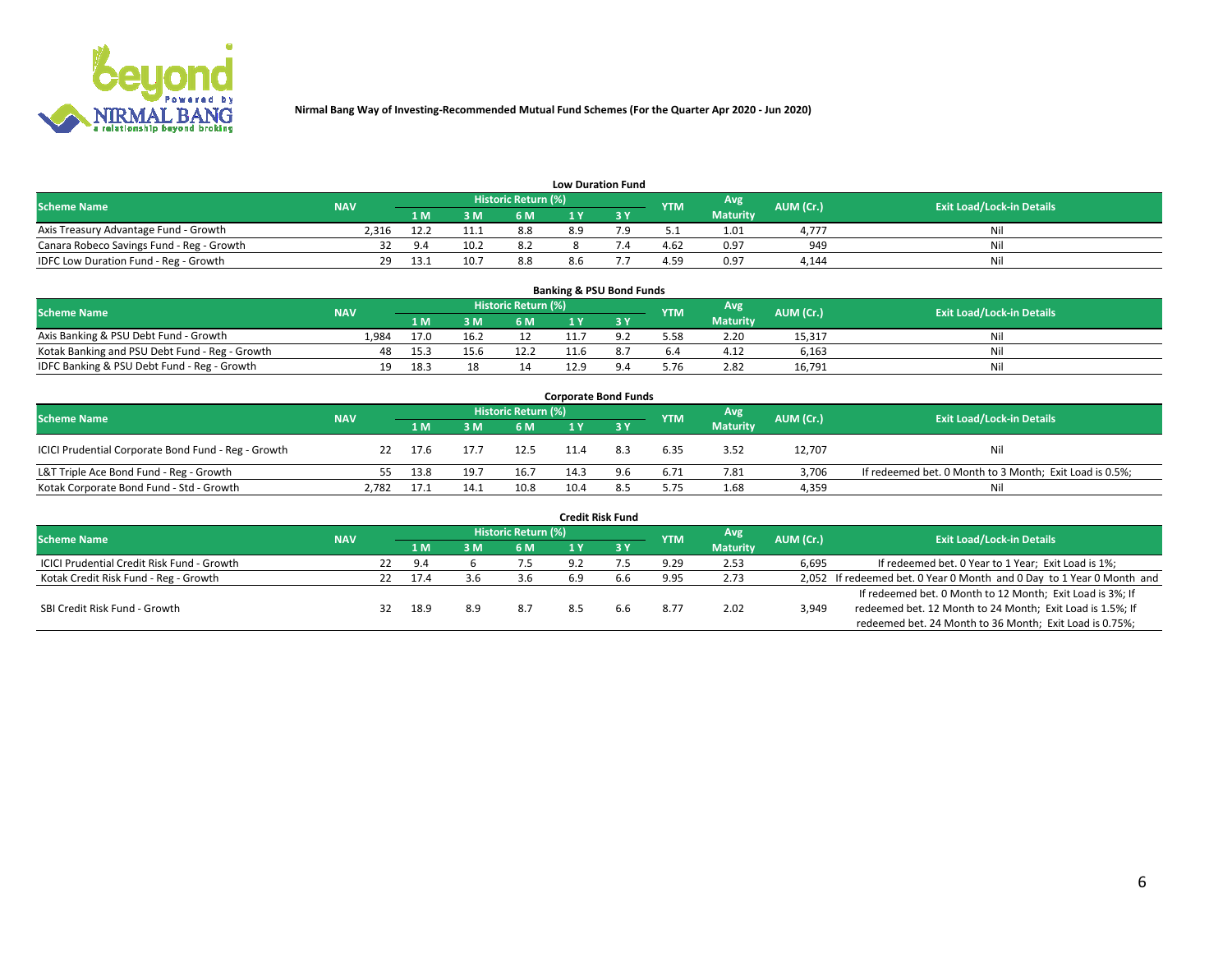**Nirmal Bang Way of Investing-Recommended Mutual Fund Schemes (For the Quarter Apr 2020 - Jun 2020)**

### Low Duration Fund

| Scheme Name | NAV | Historic Return (%) | | | | | YTM | Avg Maturity | AUM (Cr.) | Exit Load/Lock-in Details |
|---|---|---|---|---|---|---|---|---|---|---|
| | | 1 M | 3 M | 6 M | 1 Y | 3 Y | | | | |
| Axis Treasury Advantage Fund - Growth | 2,316 | 12.2 | 11.1 | 8.8 | 8.9 | 7.9 | 5.1 | 1.01 | 4,777 | Nil |
| Canara Robeco Savings Fund - Reg - Growth | 32 | 9.4 | 10.2 | 8.2 | 8 | 7.4 | 4.62 | 0.97 | 949 | Nil |
| IDFC Low Duration Fund - Reg - Growth | 29 | 13.1 | 10.7 | 8.8 | 8.6 | 7.7 | 4.59 | 0.97 | 4,144 | Nil |

### Banking & PSU Bond Funds

| Scheme Name | NAV | Historic Return (%) | | | | | YTM | Avg Maturity | AUM (Cr.) | Exit Load/Lock-in Details |
|---|---|---|---|---|---|---|---|---|---|---|
| | | 1 M | 3 M | 6 M | 1 Y | 3 Y | | | | |
| Axis Banking & PSU Debt Fund - Growth | 1,984 | 17.0 | 16.2 | 12 | 11.7 | 9.2 | 5.58 | 2.20 | 15,317 | Nil |
| Kotak Banking and PSU Debt Fund - Reg - Growth | 48 | 15.3 | 15.6 | 12.2 | 11.6 | 8.7 | 6.4 | 4.12 | 6,163 | Nil |
| IDFC Banking & PSU Debt Fund - Reg - Growth | 19 | 18.3 | 18 | 14 | 12.9 | 9.4 | 5.76 | 2.82 | 16,791 | Nil |

### Corporate Bond Funds

| Scheme Name | NAV | Historic Return (%) | | | | | YTM | Avg Maturity | AUM (Cr.) | Exit Load/Lock-in Details |
|---|---|---|---|---|---|---|---|---|---|---|
| | | 1 M | 3 M | 6 M | 1 Y | 3 Y | | | | |
| ICICI Prudential Corporate Bond Fund - Reg - Growth | 22 | 17.6 | 17.7 | 12.5 | 11.4 | 8.3 | 6.35 | 3.52 | 12,707 | Nil |
| L&T Triple Ace Bond Fund - Reg - Growth | 55 | 13.8 | 19.7 | 16.7 | 14.3 | 9.6 | 6.71 | 7.81 | 3,706 | If redeemed bet. 0 Month to 3 Month; Exit Load is 0.5%; |
| Kotak Corporate Bond Fund - Std - Growth | 2,782 | 17.1 | 14.1 | 10.8 | 10.4 | 8.5 | 5.75 | 1.68 | 4,359 | Nil |

### Credit Risk Fund

| Scheme Name | NAV | Historic Return (%) | | | | | YTM | Avg Maturity | AUM (Cr.) | Exit Load/Lock-in Details |
|---|---|---|---|---|---|---|---|---|---|---|
| | | 1 M | 3 M | 6 M | 1 Y | 3 Y | | | | |
| ICICI Prudential Credit Risk Fund - Growth | 22 | 9.4 | 6 | 7.5 | 9.2 | 7.5 | 9.29 | 2.53 | 6,695 | If redeemed bet. 0 Year to 1 Year; Exit Load is 1%; |
| Kotak Credit Risk Fund - Reg - Growth | 22 | 17.4 | 3.6 | 3.6 | 6.9 | 6.6 | 9.95 | 2.73 | 2,052 | If redeemed bet. 0 Year 0 Month and 0 Day to 1 Year 0 Month and |
| SBI Credit Risk Fund - Growth | 32 | 18.9 | 8.9 | 8.7 | 8.5 | 6.6 | 8.77 | 2.02 | 3,949 | If redeemed bet. 0 Month to 12 Month; Exit Load is 3%; If redeemed bet. 12 Month to 24 Month; Exit Load is 1.5%; If redeemed bet. 24 Month to 36 Month; Exit Load is 0.75%; |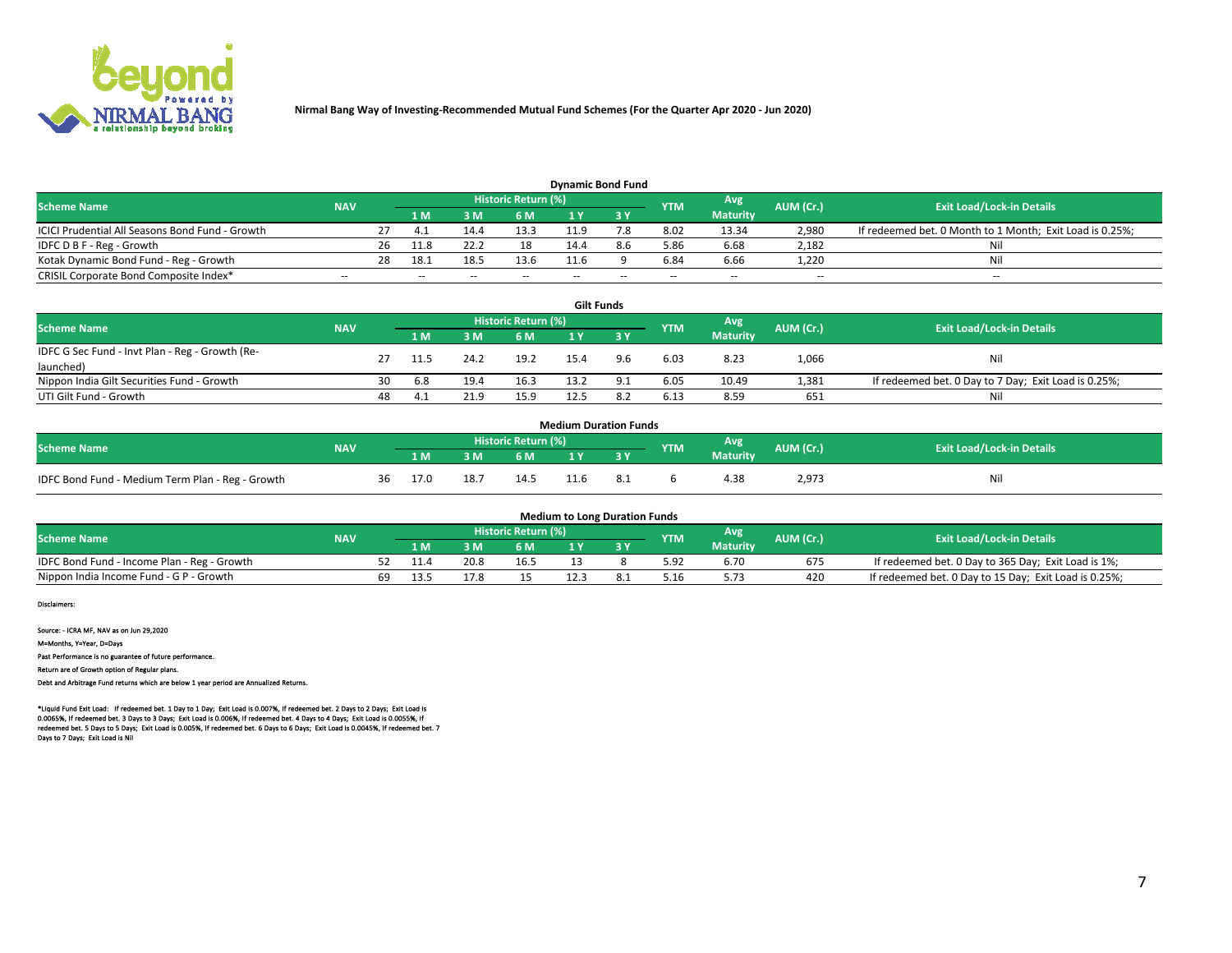Nirmal Bang Way of Investing-Recommended Mutual Fund Schemes (For the Quarter Apr 2020 - Jun 2020)

## Dynamic Bond Fund

| Scheme Name | NAV | Historic Return (%) | | | | | YTM | Avg Maturity | AUM (Cr.) | Exit Load/Lock-in Details |
|---|---|---|---|---|---|---|---|---|---|---|
| | | 1 M | 3 M | 6 M | 1 Y | 3 Y | | | | |
| ICICI Prudential All Seasons Bond Fund - Growth | 27 | 4.1 | 14.4 | 13.3 | 11.9 | 7.8 | 8.02 | 13.34 | 2,980 | If redeemed bet. 0 Month to 1 Month; Exit Load is 0.25%; |
| IDFC D B F - Reg - Growth | 26 | 11.8 | 22.2 | 18 | 14.4 | 8.6 | 5.86 | 6.68 | 2,182 | Nil |
| Kotak Dynamic Bond Fund - Reg - Growth | 28 | 18.1 | 18.5 | 13.6 | 11.6 | 9 | 6.84 | 6.66 | 1,220 | Nil |
| CRISIL Corporate Bond Composite Index* | -- | -- | -- | -- | -- | -- | -- | -- | -- | -- |

## Gilt Funds

| Scheme Name | NAV | Historic Return (%) | | | | | YTM | Avg Maturity | AUM (Cr.) | Exit Load/Lock-in Details |
|---|---|---|---|---|---|---|---|---|---|---|
| | | 1 M | 3 M | 6 M | 1 Y | 3 Y | | | | |
| IDFC G Sec Fund - Invt Plan - Reg - Growth (Re-launched) | 27 | 11.5 | 24.2 | 19.2 | 15.4 | 9.6 | 6.03 | 8.23 | 1,066 | Nil |
| Nippon India Gilt Securities Fund - Growth | 30 | 6.8 | 19.4 | 16.3 | 13.2 | 9.1 | 6.05 | 10.49 | 1,381 | If redeemed bet. 0 Day to 7 Day; Exit Load is 0.25%; |
| UTI Gilt Fund - Growth | 48 | 4.1 | 21.9 | 15.9 | 12.5 | 8.2 | 6.13 | 8.59 | 651 | Nil |

## Medium Duration Funds

| Scheme Name | NAV | Historic Return (%) | | | | | YTM | Avg Maturity | AUM (Cr.) | Exit Load/Lock-in Details |
|---|---|---|---|---|---|---|---|---|---|---|
| | | 1 M | 3 M | 6 M | 1 Y | 3 Y | | | | |
| IDFC Bond Fund - Medium Term Plan - Reg - Growth | 36 | 17.0 | 18.7 | 14.5 | 11.6 | 8.1 | 6 | 4.38 | 2,973 | Nil |

## Medium to Long Duration Funds

| Scheme Name | NAV | Historic Return (%) | | | | | YTM | Avg Maturity | AUM (Cr.) | Exit Load/Lock-in Details |
|---|---|---|---|---|---|---|---|---|---|---|
| | | 1 M | 3 M | 6 M | 1 Y | 3 Y | | | | |
| IDFC Bond Fund - Income Plan - Reg - Growth | 52 | 11.4 | 20.8 | 16.5 | 13 | 8 | 5.92 | 6.70 | 675 | If redeemed bet. 0 Day to 365 Day; Exit Load is 1%; |
| Nippon India Income Fund - G P - Growth | 69 | 13.5 | 17.8 | 15 | 12.3 | 8.1 | 5.16 | 5.73 | 420 | If redeemed bet. 0 Day to 15 Day; Exit Load is 0.25%; |

Disclaimers:

Source: - ICRA MF, NAV as on Jun 29,2020

M=Months, Y=Year, D=Days

Past Performance is no guarantee of future performance.

Return are of Growth option of Regular plans.

Debt and Arbitrage Fund returns which are below 1 year period are Annualized Returns.

*Liquid Fund Exit Load: If redeemed bet. 1 Day to 1 Day; Exit Load is 0.007%, If redeemed bet. 2 Days to 2 Days; Exit Load is 0.0065%, If redeemed bet. 3 Days to 3 Days; Exit Load is 0.006%, If redeemed bet. 4 Days to 4 Days; Exit Load is 0.0055%, If redeemed bet. 5 Days to 5 Days; Exit Load is 0.005%, If redeemed bet. 6 Days to 6 Days; Exit Load is 0.0045%, If redeemed bet. 7 Days to 7 Days; Exit Load is Nil